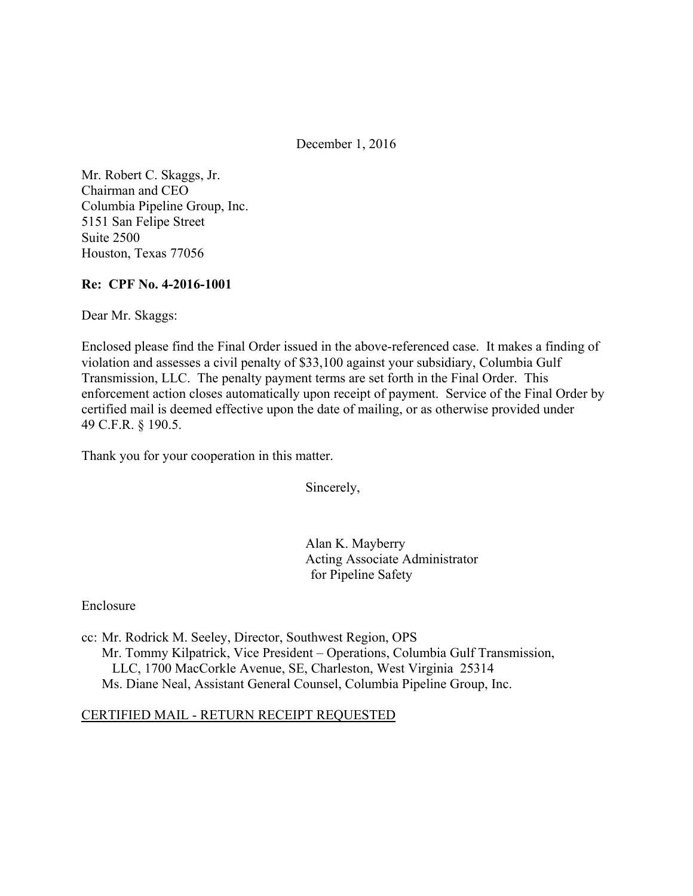December 1, 2016

Mr. Robert C. Skaggs, Jr.
Chairman and CEO
Columbia Pipeline Group, Inc.
5151 San Felipe Street
Suite 2500
Houston, Texas 77056

**Re: CPF No. 4-2016-1001**

Dear Mr. Skaggs:

Enclosed please find the Final Order issued in the above-referenced case. It makes a finding of violation and assesses a civil penalty of $33,100 against your subsidiary, Columbia Gulf Transmission, LLC. The penalty payment terms are set forth in the Final Order. This enforcement action closes automatically upon receipt of payment. Service of the Final Order by certified mail is deemed effective upon the date of mailing, or as otherwise provided under 49 C.F.R. § 190.5.

Thank you for your cooperation in this matter.

Sincerely,

Alan K. Mayberry
Acting Associate Administrator
for Pipeline Safety

Enclosure

cc: Mr. Rodrick M. Seeley, Director, Southwest Region, OPS
Mr. Tommy Kilpatrick, Vice President – Operations, Columbia Gulf Transmission, LLC, 1700 MacCorkle Avenue, SE, Charleston, West Virginia 25314
Ms. Diane Neal, Assistant General Counsel, Columbia Pipeline Group, Inc.

CERTIFIED MAIL - RETURN RECEIPT REQUESTED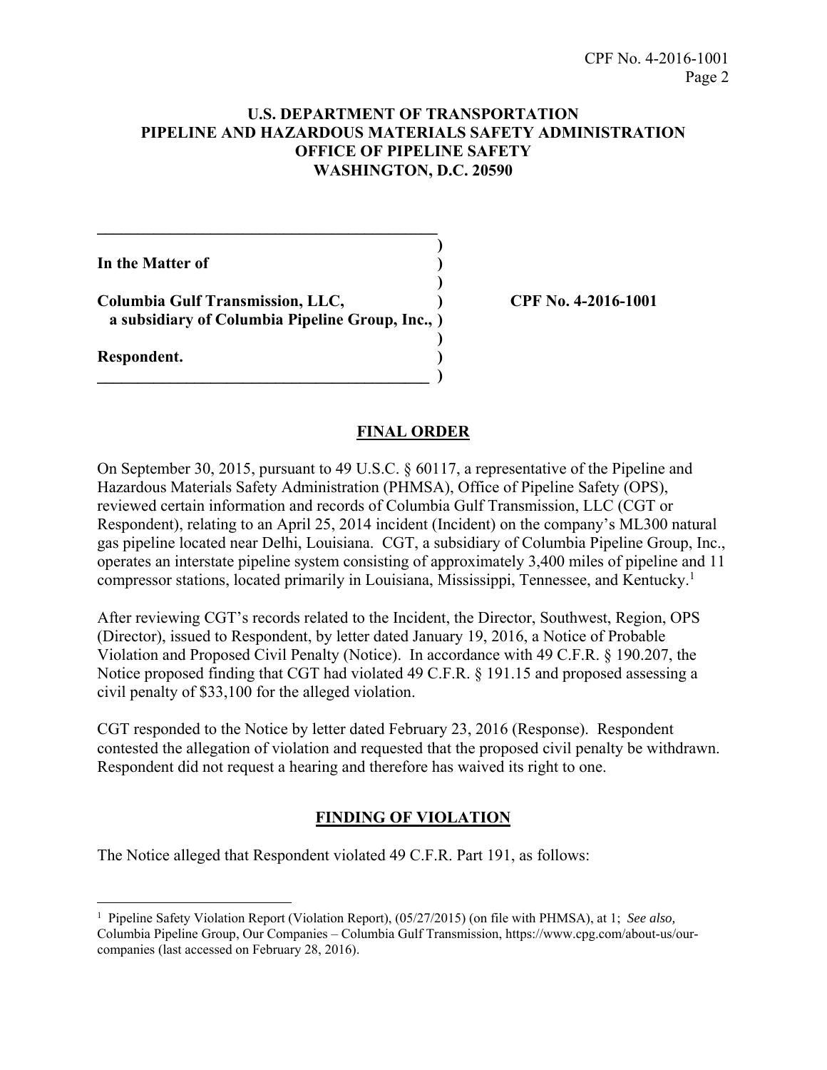**U.S. DEPARTMENT OF TRANSPORTATION**
**PIPELINE AND HAZARDOUS MATERIALS SAFETY ADMINISTRATION**
**OFFICE OF PIPELINE SAFETY**
**WASHINGTON, D.C. 20590**

**In the Matter of**

**Columbia Gulf Transmission, LLC,**
**a subsidiary of Columbia Pipeline Group, Inc.,**

**Respondent.**

**CPF No. 4-2016-1001**

## FINAL ORDER

On September 30, 2015, pursuant to 49 U.S.C. § 60117, a representative of the Pipeline and Hazardous Materials Safety Administration (PHMSA), Office of Pipeline Safety (OPS), reviewed certain information and records of Columbia Gulf Transmission, LLC (CGT or Respondent), relating to an April 25, 2014 incident (Incident) on the company's ML300 natural gas pipeline located near Delhi, Louisiana. CGT, a subsidiary of Columbia Pipeline Group, Inc., operates an interstate pipeline system consisting of approximately 3,400 miles of pipeline and 11 compressor stations, located primarily in Louisiana, Mississippi, Tennessee, and Kentucky.[1]

After reviewing CGT's records related to the Incident, the Director, Southwest, Region, OPS (Director), issued to Respondent, by letter dated January 19, 2016, a Notice of Probable Violation and Proposed Civil Penalty (Notice). In accordance with 49 C.F.R. § 190.207, the Notice proposed finding that CGT had violated 49 C.F.R. § 191.15 and proposed assessing a civil penalty of $33,100 for the alleged violation.

CGT responded to the Notice by letter dated February 23, 2016 (Response). Respondent contested the allegation of violation and requested that the proposed civil penalty be withdrawn. Respondent did not request a hearing and therefore has waived its right to one.

## FINDING OF VIOLATION

The Notice alleged that Respondent violated 49 C.F.R. Part 191, as follows:

---

[1] Pipeline Safety Violation Report (Violation Report), (05/27/2015) (on file with PHMSA), at 1; *See also,* Columbia Pipeline Group, Our Companies – Columbia Gulf Transmission, https://www.cpg.com/about-us/our-companies (last accessed on February 28, 2016).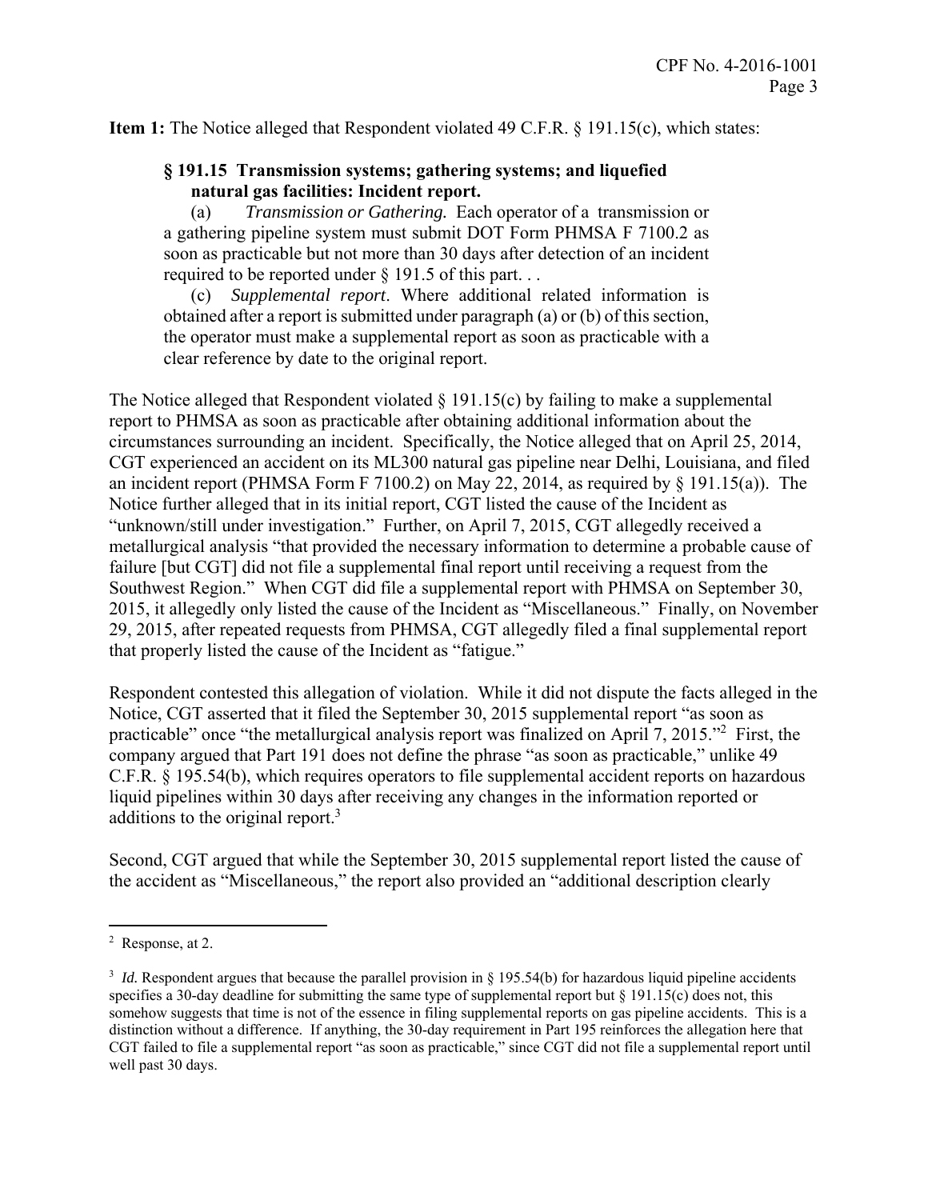**Item 1:** The Notice alleged that Respondent violated 49 C.F.R. § 191.15(c), which states:

> **§ 191.15 Transmission systems; gathering systems; and liquefied natural gas facilities: Incident report.**
>
> (a) *Transmission or Gathering.* Each operator of a transmission or a gathering pipeline system must submit DOT Form PHMSA F 7100.2 as soon as practicable but not more than 30 days after detection of an incident required to be reported under § 191.5 of this part. . .
>
> (c) *Supplemental report*. Where additional related information is obtained after a report is submitted under paragraph (a) or (b) of this section, the operator must make a supplemental report as soon as practicable with a clear reference by date to the original report.

The Notice alleged that Respondent violated § 191.15(c) by failing to make a supplemental report to PHMSA as soon as practicable after obtaining additional information about the circumstances surrounding an incident. Specifically, the Notice alleged that on April 25, 2014, CGT experienced an accident on its ML300 natural gas pipeline near Delhi, Louisiana, and filed an incident report (PHMSA Form F 7100.2) on May 22, 2014, as required by § 191.15(a)). The Notice further alleged that in its initial report, CGT listed the cause of the Incident as "unknown/still under investigation." Further, on April 7, 2015, CGT allegedly received a metallurgical analysis "that provided the necessary information to determine a probable cause of failure [but CGT] did not file a supplemental final report until receiving a request from the Southwest Region." When CGT did file a supplemental report with PHMSA on September 30, 2015, it allegedly only listed the cause of the Incident as "Miscellaneous." Finally, on November 29, 2015, after repeated requests from PHMSA, CGT allegedly filed a final supplemental report that properly listed the cause of the Incident as "fatigue."

Respondent contested this allegation of violation. While it did not dispute the facts alleged in the Notice, CGT asserted that it filed the September 30, 2015 supplemental report "as soon as practicable" once "the metallurgical analysis report was finalized on April 7, 2015."[2] First, the company argued that Part 191 does not define the phrase "as soon as practicable," unlike 49 C.F.R. § 195.54(b), which requires operators to file supplemental accident reports on hazardous liquid pipelines within 30 days after receiving any changes in the information reported or additions to the original report.[3]

Second, CGT argued that while the September 30, 2015 supplemental report listed the cause of the accident as "Miscellaneous," the report also provided an "additional description clearly

---

[2] Response, at 2.

[3] *Id.* Respondent argues that because the parallel provision in § 195.54(b) for hazardous liquid pipeline accidents specifies a 30-day deadline for submitting the same type of supplemental report but § 191.15(c) does not, this somehow suggests that time is not of the essence in filing supplemental reports on gas pipeline accidents. This is a distinction without a difference. If anything, the 30-day requirement in Part 195 reinforces the allegation here that CGT failed to file a supplemental report "as soon as practicable," since CGT did not file a supplemental report until well past 30 days.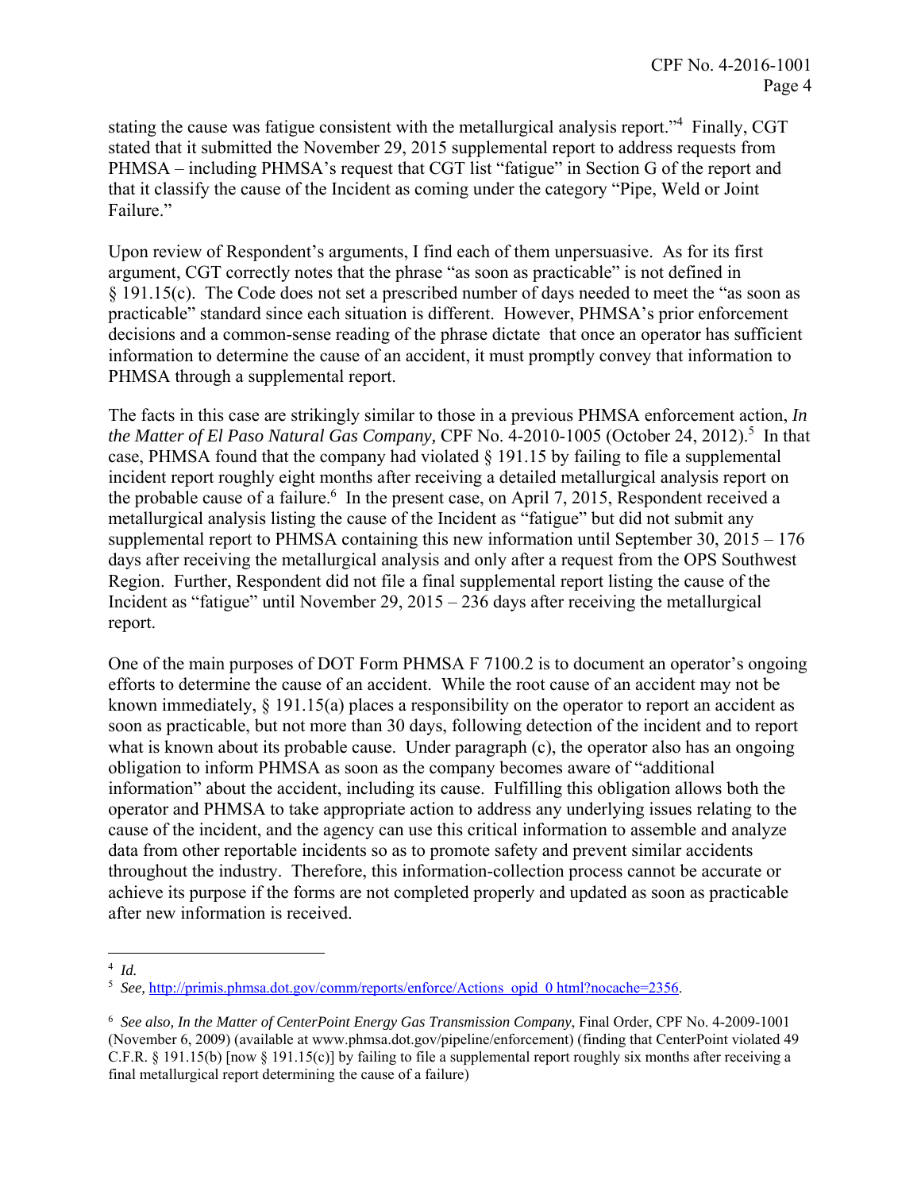stating the cause was fatigue consistent with the metallurgical analysis report."[4] Finally, CGT stated that it submitted the November 29, 2015 supplemental report to address requests from PHMSA – including PHMSA's request that CGT list "fatigue" in Section G of the report and that it classify the cause of the Incident as coming under the category "Pipe, Weld or Joint Failure."

Upon review of Respondent's arguments, I find each of them unpersuasive. As for its first argument, CGT correctly notes that the phrase "as soon as practicable" is not defined in § 191.15(c). The Code does not set a prescribed number of days needed to meet the "as soon as practicable" standard since each situation is different. However, PHMSA's prior enforcement decisions and a common-sense reading of the phrase dictate that once an operator has sufficient information to determine the cause of an accident, it must promptly convey that information to PHMSA through a supplemental report.

The facts in this case are strikingly similar to those in a previous PHMSA enforcement action, *In the Matter of El Paso Natural Gas Company,* CPF No. 4-2010-1005 (October 24, 2012).[5] In that case, PHMSA found that the company had violated § 191.15 by failing to file a supplemental incident report roughly eight months after receiving a detailed metallurgical analysis report on the probable cause of a failure.[6] In the present case, on April 7, 2015, Respondent received a metallurgical analysis listing the cause of the Incident as "fatigue" but did not submit any supplemental report to PHMSA containing this new information until September 30, 2015 – 176 days after receiving the metallurgical analysis and only after a request from the OPS Southwest Region. Further, Respondent did not file a final supplemental report listing the cause of the Incident as "fatigue" until November 29, 2015 – 236 days after receiving the metallurgical report.

One of the main purposes of DOT Form PHMSA F 7100.2 is to document an operator's ongoing efforts to determine the cause of an accident. While the root cause of an accident may not be known immediately, § 191.15(a) places a responsibility on the operator to report an accident as soon as practicable, but not more than 30 days, following detection of the incident and to report what is known about its probable cause. Under paragraph (c), the operator also has an ongoing obligation to inform PHMSA as soon as the company becomes aware of "additional information" about the accident, including its cause. Fulfilling this obligation allows both the operator and PHMSA to take appropriate action to address any underlying issues relating to the cause of the incident, and the agency can use this critical information to assemble and analyze data from other reportable incidents so as to promote safety and prevent similar accidents throughout the industry. Therefore, this information-collection process cannot be accurate or achieve its purpose if the forms are not completed properly and updated as soon as practicable after new information is received.

---

[4] *Id.*

[5] *See,* http://primis.phmsa.dot.gov/comm/reports/enforce/Actions_opid_0.html?nocache=2356.

[6] *See also, In the Matter of CenterPoint Energy Gas Transmission Company*, Final Order, CPF No. 4-2009-1001 (November 6, 2009) (available at www.phmsa.dot.gov/pipeline/enforcement) (finding that CenterPoint violated 49 C.F.R. § 191.15(b) [now § 191.15(c)] by failing to file a supplemental report roughly six months after receiving a final metallurgical report determining the cause of a failure)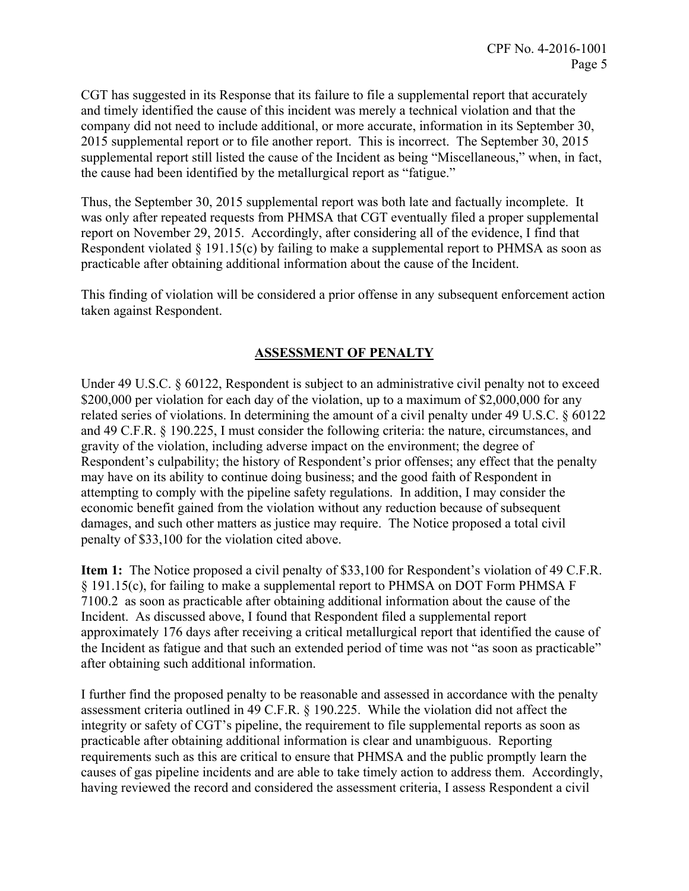CGT has suggested in its Response that its failure to file a supplemental report that accurately and timely identified the cause of this incident was merely a technical violation and that the company did not need to include additional, or more accurate, information in its September 30, 2015 supplemental report or to file another report. This is incorrect. The September 30, 2015 supplemental report still listed the cause of the Incident as being "Miscellaneous," when, in fact, the cause had been identified by the metallurgical report as "fatigue."

Thus, the September 30, 2015 supplemental report was both late and factually incomplete. It was only after repeated requests from PHMSA that CGT eventually filed a proper supplemental report on November 29, 2015. Accordingly, after considering all of the evidence, I find that Respondent violated § 191.15(c) by failing to make a supplemental report to PHMSA as soon as practicable after obtaining additional information about the cause of the Incident.

This finding of violation will be considered a prior offense in any subsequent enforcement action taken against Respondent.

## ASSESSMENT OF PENALTY

Under 49 U.S.C. § 60122, Respondent is subject to an administrative civil penalty not to exceed $200,000 per violation for each day of the violation, up to a maximum of $2,000,000 for any related series of violations. In determining the amount of a civil penalty under 49 U.S.C. § 60122 and 49 C.F.R. § 190.225, I must consider the following criteria: the nature, circumstances, and gravity of the violation, including adverse impact on the environment; the degree of Respondent's culpability; the history of Respondent's prior offenses; any effect that the penalty may have on its ability to continue doing business; and the good faith of Respondent in attempting to comply with the pipeline safety regulations. In addition, I may consider the economic benefit gained from the violation without any reduction because of subsequent damages, and such other matters as justice may require. The Notice proposed a total civil penalty of $33,100 for the violation cited above.

**Item 1:** The Notice proposed a civil penalty of $33,100 for Respondent's violation of 49 C.F.R. § 191.15(c), for failing to make a supplemental report to PHMSA on DOT Form PHMSA F 7100.2 as soon as practicable after obtaining additional information about the cause of the Incident. As discussed above, I found that Respondent filed a supplemental report approximately 176 days after receiving a critical metallurgical report that identified the cause of the Incident as fatigue and that such an extended period of time was not "as soon as practicable" after obtaining such additional information.

I further find the proposed penalty to be reasonable and assessed in accordance with the penalty assessment criteria outlined in 49 C.F.R. § 190.225. While the violation did not affect the integrity or safety of CGT's pipeline, the requirement to file supplemental reports as soon as practicable after obtaining additional information is clear and unambiguous. Reporting requirements such as this are critical to ensure that PHMSA and the public promptly learn the causes of gas pipeline incidents and are able to take timely action to address them. Accordingly, having reviewed the record and considered the assessment criteria, I assess Respondent a civil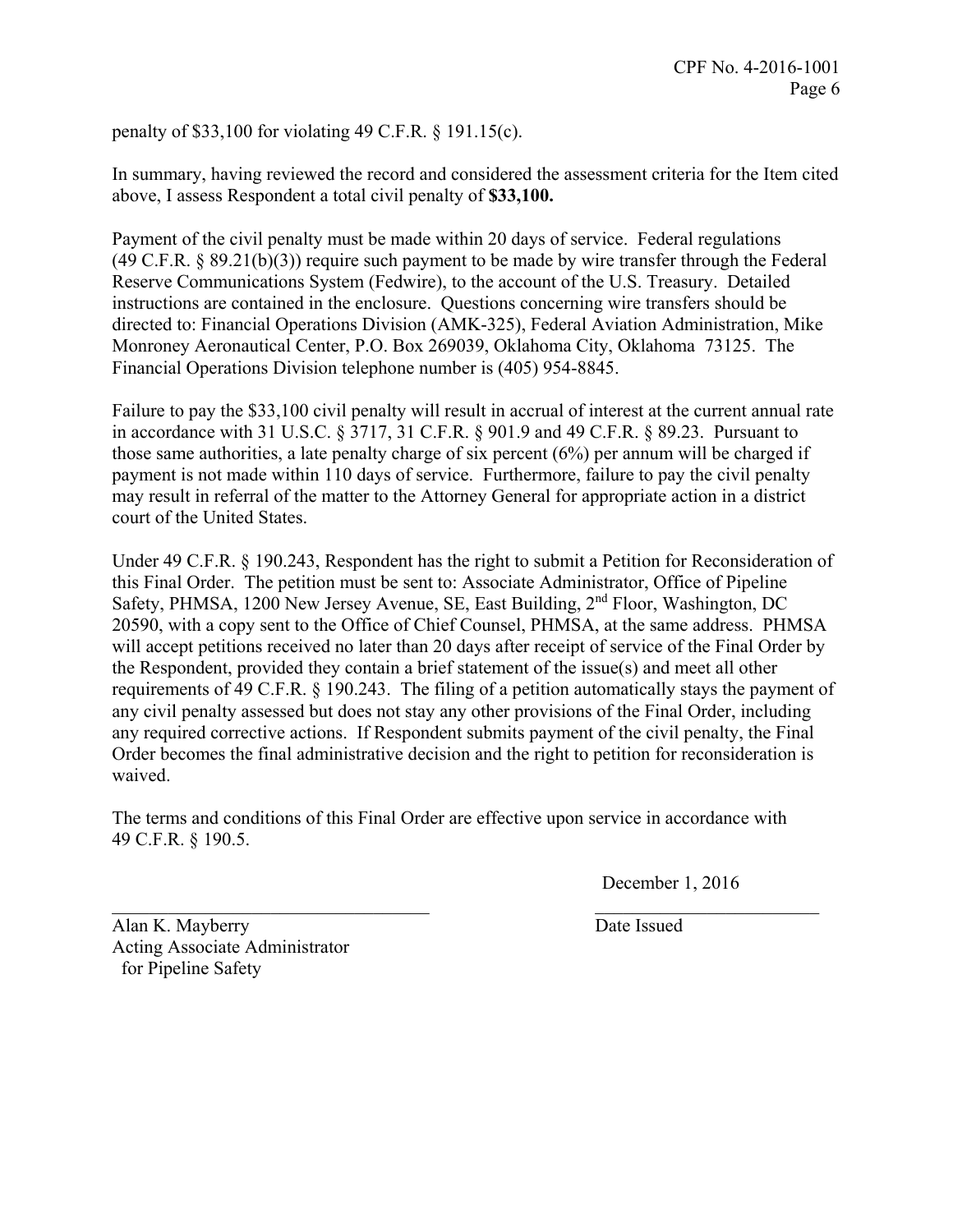penalty of $33,100 for violating 49 C.F.R. § 191.15(c).

In summary, having reviewed the record and considered the assessment criteria for the Item cited above, I assess Respondent a total civil penalty of **$33,100.**

Payment of the civil penalty must be made within 20 days of service. Federal regulations (49 C.F.R. § 89.21(b)(3)) require such payment to be made by wire transfer through the Federal Reserve Communications System (Fedwire), to the account of the U.S. Treasury. Detailed instructions are contained in the enclosure. Questions concerning wire transfers should be directed to: Financial Operations Division (AMK-325), Federal Aviation Administration, Mike Monroney Aeronautical Center, P.O. Box 269039, Oklahoma City, Oklahoma 73125. The Financial Operations Division telephone number is (405) 954-8845.

Failure to pay the $33,100 civil penalty will result in accrual of interest at the current annual rate in accordance with 31 U.S.C. § 3717, 31 C.F.R. § 901.9 and 49 C.F.R. § 89.23. Pursuant to those same authorities, a late penalty charge of six percent (6%) per annum will be charged if payment is not made within 110 days of service. Furthermore, failure to pay the civil penalty may result in referral of the matter to the Attorney General for appropriate action in a district court of the United States.

Under 49 C.F.R. § 190.243, Respondent has the right to submit a Petition for Reconsideration of this Final Order. The petition must be sent to: Associate Administrator, Office of Pipeline Safety, PHMSA, 1200 New Jersey Avenue, SE, East Building, 2nd Floor, Washington, DC 20590, with a copy sent to the Office of Chief Counsel, PHMSA, at the same address. PHMSA will accept petitions received no later than 20 days after receipt of service of the Final Order by the Respondent, provided they contain a brief statement of the issue(s) and meet all other requirements of 49 C.F.R. § 190.243. The filing of a petition automatically stays the payment of any civil penalty assessed but does not stay any other provisions of the Final Order, including any required corrective actions. If Respondent submits payment of the civil penalty, the Final Order becomes the final administrative decision and the right to petition for reconsideration is waived.

The terms and conditions of this Final Order are effective upon service in accordance with 49 C.F.R. § 190.5.

December 1, 2016

\_\_\_\_\_\_\_\_\_\_\_\_\_\_\_\_\_\_\_\_\_\_\_\_\_\_\_\_\_\_\_\_\_\_ \_\_\_\_\_\_\_\_\_\_\_\_\_\_\_\_\_\_\_\_\_\_\_\_

Alan K. Mayberry
Acting Associate Administrator
for Pipeline Safety

Date Issued